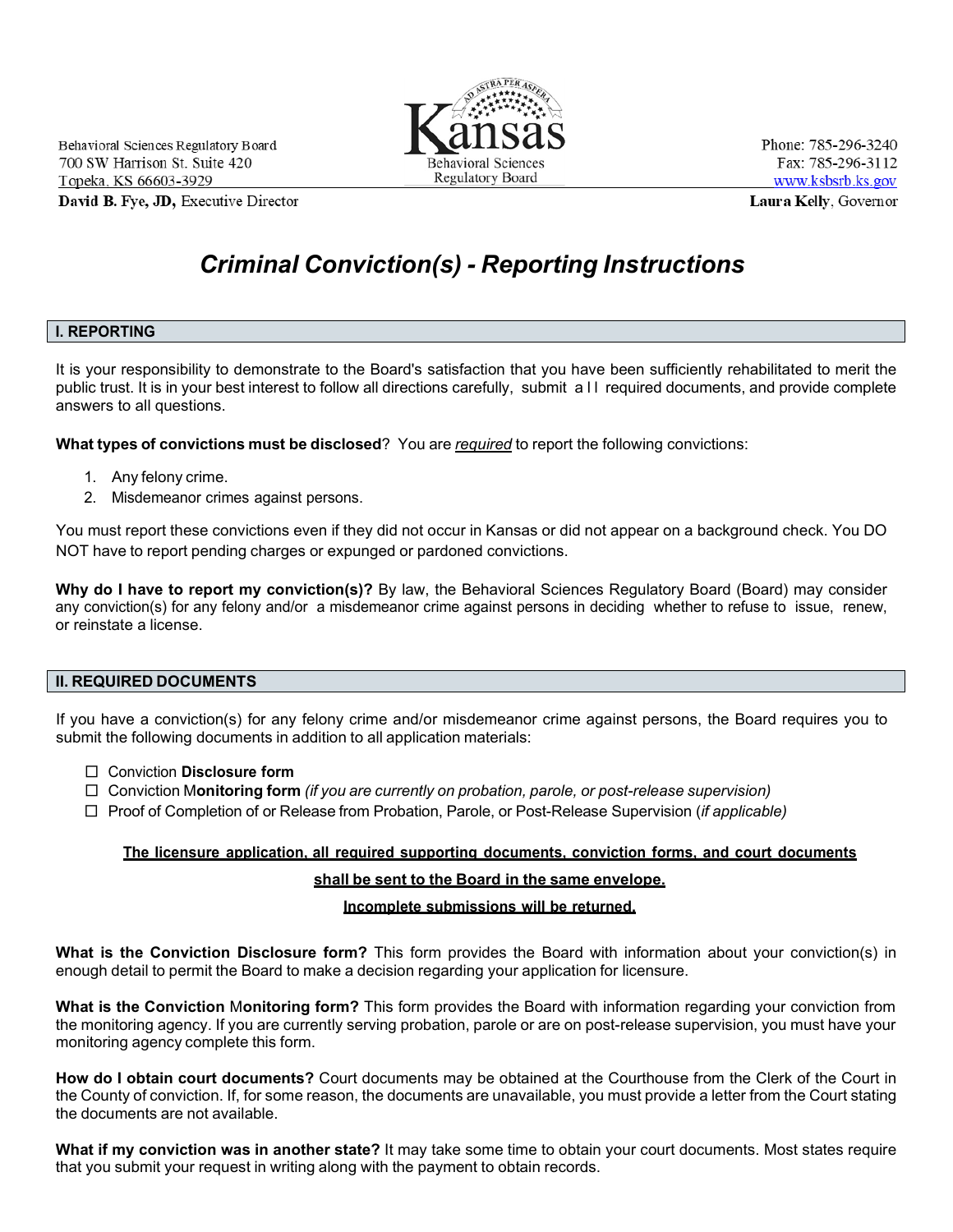Behavioral Sciences Regulatory Board
700 SW Harrison St. Suite 420
Topeka, KS 66603-3929
**David B. Fye, JD,** Executive Director

Kansas
Behavioral Sciences
Regulatory Board

Phone: 785-296-3240
Fax: 785-296-3112
www.ksbsrb.ks.gov
**Laura Kelly**, Governor

# *Criminal Conviction(s) - Reporting Instructions*

## I. REPORTING

It is your responsibility to demonstrate to the Board's satisfaction that you have been sufficiently rehabilitated to merit the public trust. It is in your best interest to follow all directions carefully, submit all required documents, and provide complete answers to all questions.

**What types of convictions must be disclosed**? You are ***required*** to report the following convictions:

1. Any felony crime.
2. Misdemeanor crimes against persons.

You must report these convictions even if they did not occur in Kansas or did not appear on a background check. You DO NOT have to report pending charges or expunged or pardoned convictions.

**Why do I have to report my conviction(s)?** By law, the Behavioral Sciences Regulatory Board (Board) may consider any conviction(s) for any felony and/or a misdemeanor crime against persons in deciding whether to refuse to issue, renew, or reinstate a license.

## II. REQUIRED DOCUMENTS

If you have a conviction(s) for any felony crime and/or misdemeanor crime against persons, the Board requires you to submit the following documents in addition to all application materials:

- ☐ Conviction **Disclosure form**
- ☐ Conviction M**onitoring form** *(if you are currently on probation, parole, or post-release supervision)*
- ☐ Proof of Completion of or Release from Probation, Parole, or Post-Release Supervision (*if applicable)*

**The licensure application, all required supporting documents, conviction forms, and court documents shall be sent to the Board in the same envelope.**

**Incomplete submissions will be returned.**

**What is the Conviction Disclosure form?** This form provides the Board with information about your conviction(s) in enough detail to permit the Board to make a decision regarding your application for licensure.

**What is the Conviction** M**onitoring form?** This form provides the Board with information regarding your conviction from the monitoring agency. If you are currently serving probation, parole or are on post-release supervision, you must have your monitoring agency complete this form.

**How do I obtain court documents?** Court documents may be obtained at the Courthouse from the Clerk of the Court in the County of conviction. If, for some reason, the documents are unavailable, you must provide a letter from the Court stating the documents are not available.

**What if my conviction was in another state?** It may take some time to obtain your court documents. Most states require that you submit your request in writing along with the payment to obtain records.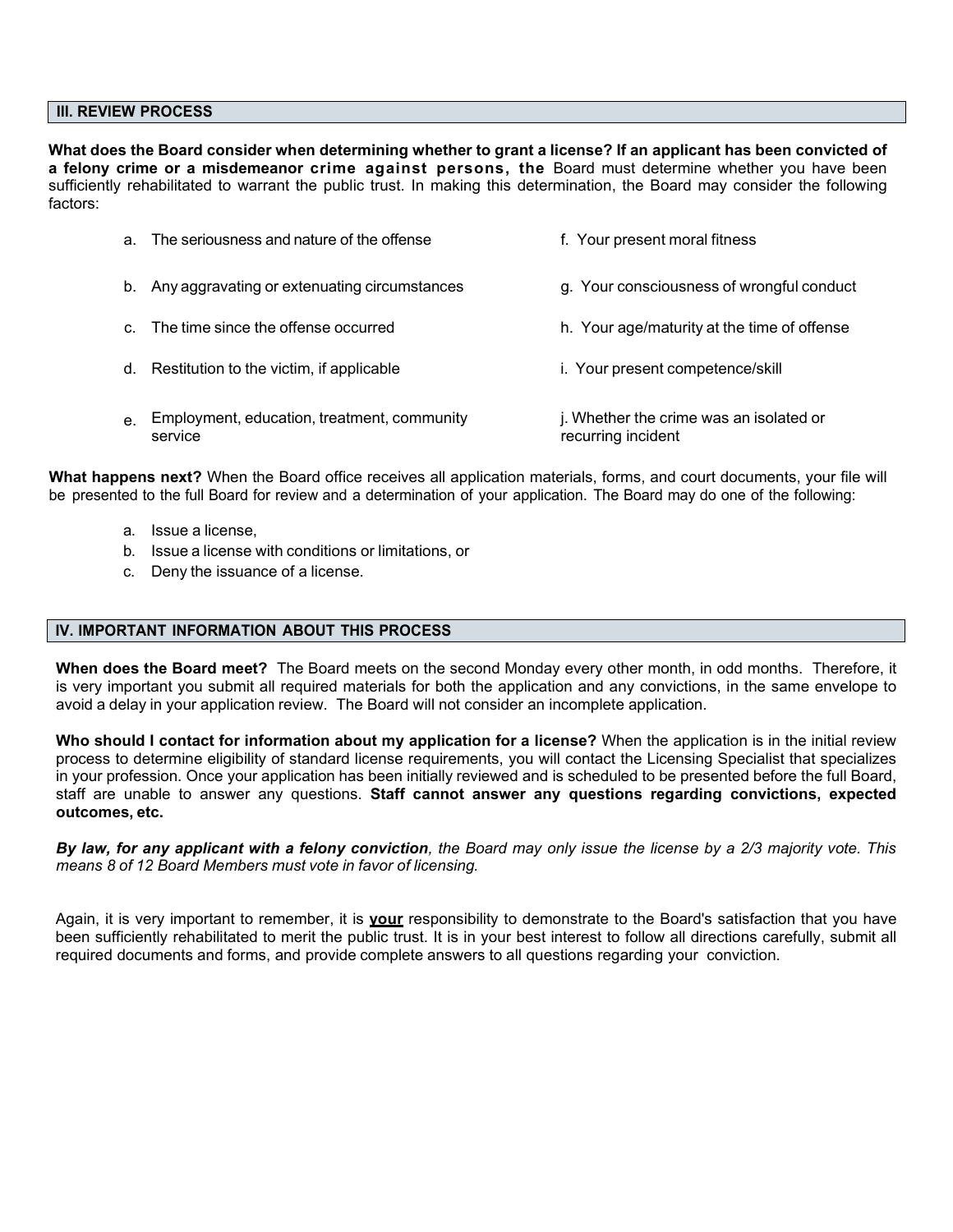## III. REVIEW PROCESS

**What does the Board consider when determining whether to grant a license? If an applicant has been convicted of a felony crime or a misdemeanor crime against persons, the** Board must determine whether you have been sufficiently rehabilitated to warrant the public trust. In making this determination, the Board may consider the following factors:

a. The seriousness and nature of the offense
b. Any aggravating or extenuating circumstances
c. The time since the offense occurred
d. Restitution to the victim, if applicable
e. Employment, education, treatment, community service
f. Your present moral fitness
g. Your consciousness of wrongful conduct
h. Your age/maturity at the time of offense
i. Your present competence/skill
j. Whether the crime was an isolated or recurring incident

**What happens next?** When the Board office receives all application materials, forms, and court documents, your file will be presented to the full Board for review and a determination of your application. The Board may do one of the following:

a. Issue a license,
b. Issue a license with conditions or limitations, or
c. Deny the issuance of a license.

## IV. IMPORTANT INFORMATION ABOUT THIS PROCESS

**When does the Board meet?** The Board meets on the second Monday every other month, in odd months. Therefore, it is very important you submit all required materials for both the application and any convictions, in the same envelope to avoid a delay in your application review. The Board will not consider an incomplete application.

**Who should I contact for information about my application for a license?** When the application is in the initial review process to determine eligibility of standard license requirements, you will contact the Licensing Specialist that specializes in your profession. Once your application has been initially reviewed and is scheduled to be presented before the full Board, staff are unable to answer any questions. **Staff cannot answer any questions regarding convictions, expected outcomes, etc.**

***By law, for any applicant with a felony conviction**, the Board may only issue the license by a 2/3 majority vote. This means 8 of 12 Board Members must vote in favor of licensing.*

Again, it is very important to remember, it is **your** responsibility to demonstrate to the Board's satisfaction that you have been sufficiently rehabilitated to merit the public trust. It is in your best interest to follow all directions carefully, submit all required documents and forms, and provide complete answers to all questions regarding your conviction.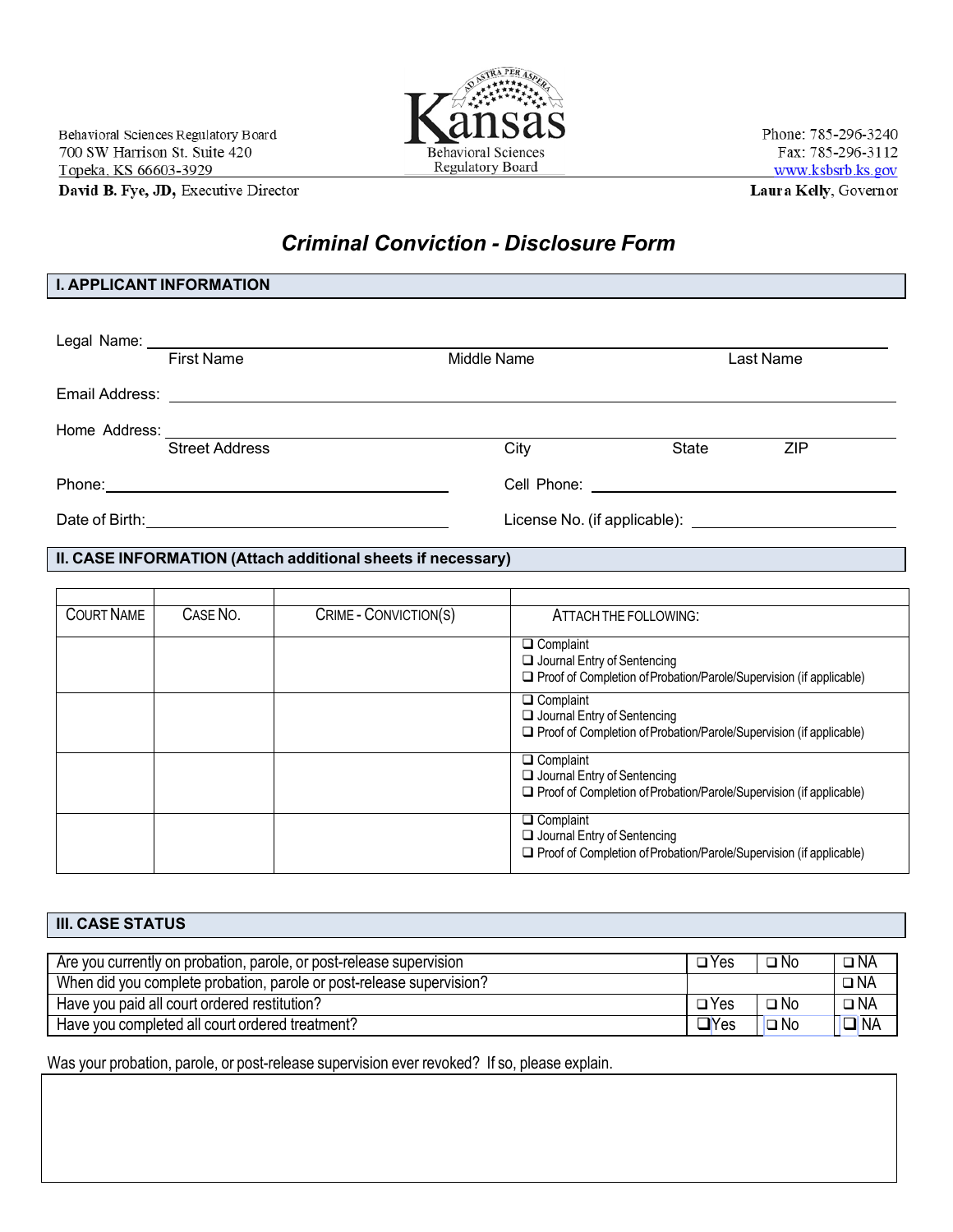Behavioral Sciences Regulatory Board
700 SW Harrison St. Suite 420
Topeka, KS 66603-3929
**David B. Fye, JD,** Executive Director

Kansas
Behavioral Sciences Regulatory Board

Phone: 785-296-3240
Fax: 785-296-3112
www.ksbsrb.ks.gov
**Laura Kelly**, Governor

# *Criminal Conviction - Disclosure Form*

## I. APPLICANT INFORMATION

Legal Name: ______________________________________________
First Name | Middle Name | Last Name

Email Address: ______________________________________________

Home Address: ______________________________________________
Street Address | City | State | ZIP

Phone: ____________________ Cell Phone: ____________________

Date of Birth: ____________________ License No. (if applicable): ____________________

## II. CASE INFORMATION (Attach additional sheets if necessary)

| COURT NAME | CASE NO. | CRIME - CONVICTION(S) | ATTACH THE FOLLOWING: |
|---|---|---|---|
| | | | ❑ Complaint<br>❑ Journal Entry of Sentencing<br>❑ Proof of Completion of Probation/Parole/Supervision (if applicable) |
| | | | ❑ Complaint<br>❑ Journal Entry of Sentencing<br>❑ Proof of Completion of Probation/Parole/Supervision (if applicable) |
| | | | ❑ Complaint<br>❑ Journal Entry of Sentencing<br>❑ Proof of Completion of Probation/Parole/Supervision (if applicable) |
| | | | ❑ Complaint<br>❑ Journal Entry of Sentencing<br>❑ Proof of Completion of Probation/Parole/Supervision (if applicable) |

## III. CASE STATUS

| | | | |
|---|---|---|---|
| Are you currently on probation, parole, or post-release supervision | ❑ Yes | ❑ No | ❑ NA |
| When did you complete probation, parole or post-release supervision? | | | ❑ NA |
| Have you paid all court ordered restitution? | ❑ Yes | ❑ No | ❑ NA |
| Have you completed all court ordered treatment? | ❑ Yes | ❑ No | ❑ NA |

Was your probation, parole, or post-release supervision ever revoked? If so, please explain.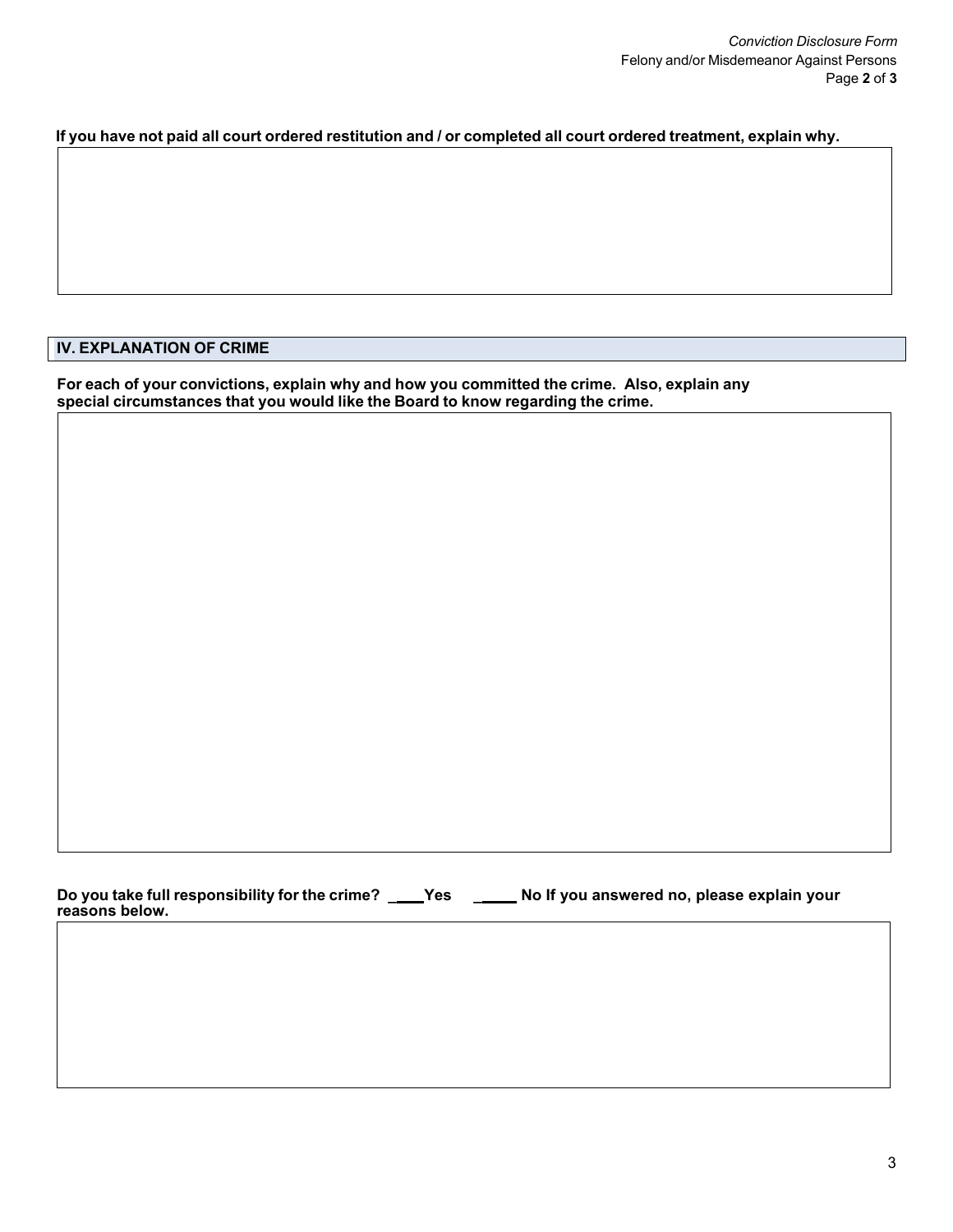**If you have not paid all court ordered restitution and / or completed all court ordered treatment, explain why.**

## IV. EXPLANATION OF CRIME

**For each of your convictions, explain why and how you committed the crime. Also, explain any special circumstances that you would like the Board to know regarding the crime.**

**Do you take full responsibility for the crime? ____Yes ______ No If you answered no, please explain your reasons below.**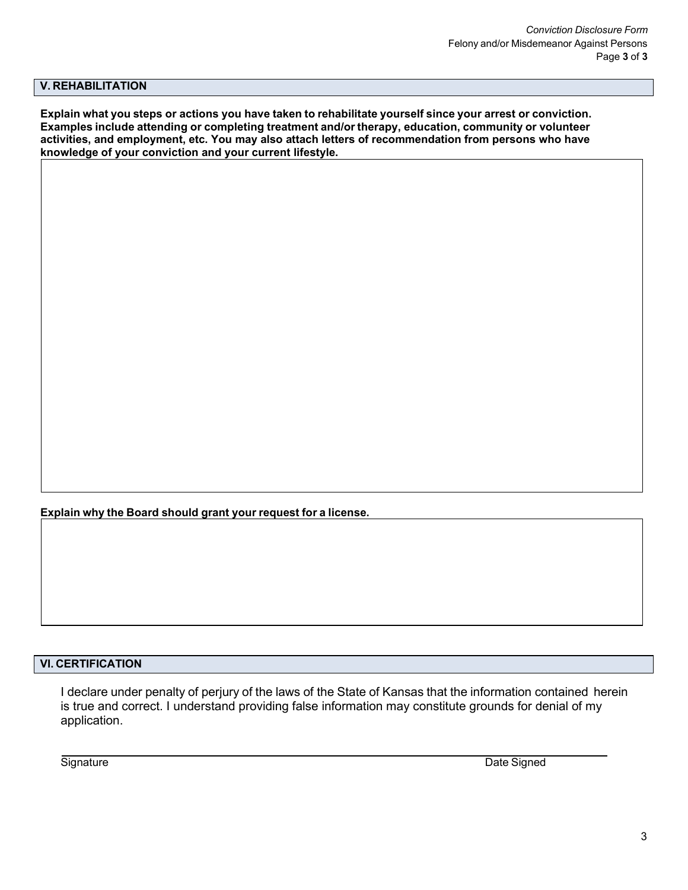## V. REHABILITATION

**Explain what you steps or actions you have taken to rehabilitate yourself since your arrest or conviction. Examples include attending or completing treatment and/or therapy, education, community or volunteer activities, and employment, etc. You may also attach letters of recommendation from persons who have knowledge of your conviction and your current lifestyle.**

**Explain why the Board should grant your request for a license.**

## VI. CERTIFICATION

I declare under penalty of perjury of the laws of the State of Kansas that the information contained herein is true and correct. I understand providing false information may constitute grounds for denial of my application.

Signature Date Signed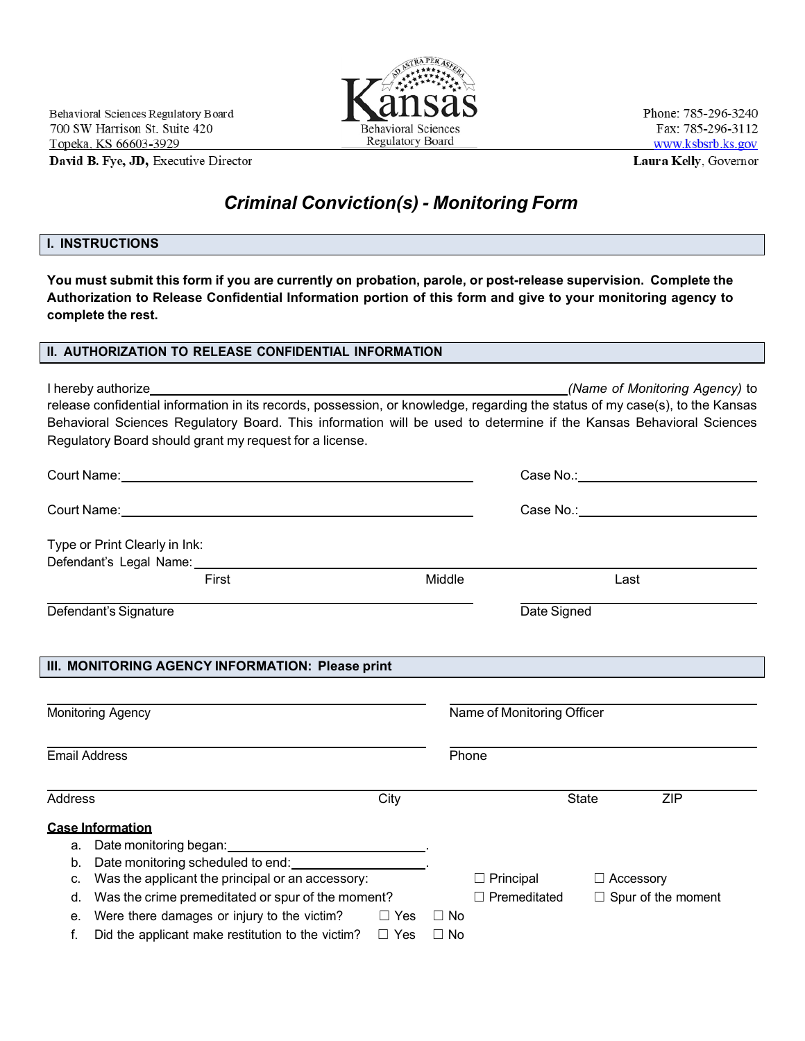Behavioral Sciences Regulatory Board
700 SW Harrison St. Suite 420
Topeka, KS 66603-3929
**David B. Fye, JD,** Executive Director

Kansas
Behavioral Sciences
Regulatory Board

Phone: 785-296-3240
Fax: 785-296-3112
www.ksbsrb.ks.gov
**Laura Kelly**, Governor

# *Criminal Conviction(s) - Monitoring Form*

## I. INSTRUCTIONS

**You must submit this form if you are currently on probation, parole, or post-release supervision. Complete the Authorization to Release Confidential Information portion of this form and give to your monitoring agency to complete the rest.**

## II. AUTHORIZATION TO RELEASE CONFIDENTIAL INFORMATION

I hereby authorize ______________________________ *(Name of Monitoring Agency)* to release confidential information in its records, possession, or knowledge, regarding the status of my case(s), to the Kansas Behavioral Sciences Regulatory Board. This information will be used to determine if the Kansas Behavioral Sciences Regulatory Board should grant my request for a license.

Court Name: ______________________________ Case No.: ____________________

Court Name: ______________________________ Case No.: ____________________

Type or Print Clearly in Ink:
Defendant's Legal Name: ______________________________
First Middle Last

______________________________ ____________________
Defendant's Signature Date Signed

## III. MONITORING AGENCY INFORMATION: Please print

______________________________ ______________________________
Monitoring Agency Name of Monitoring Officer

______________________________ ______________________________
Email Address Phone

______________________________
Address City State ZIP

**Case Information**

a. Date monitoring began: ____________________.
b. Date monitoring scheduled to end: ____________________.
c. Was the applicant the principal or an accessory: ☐ Principal ☐ Accessory
d. Was the crime premeditated or spur of the moment? ☐ Premeditated ☐ Spur of the moment
e. Were there damages or injury to the victim? ☐ Yes ☐ No
f. Did the applicant make restitution to the victim? ☐ Yes ☐ No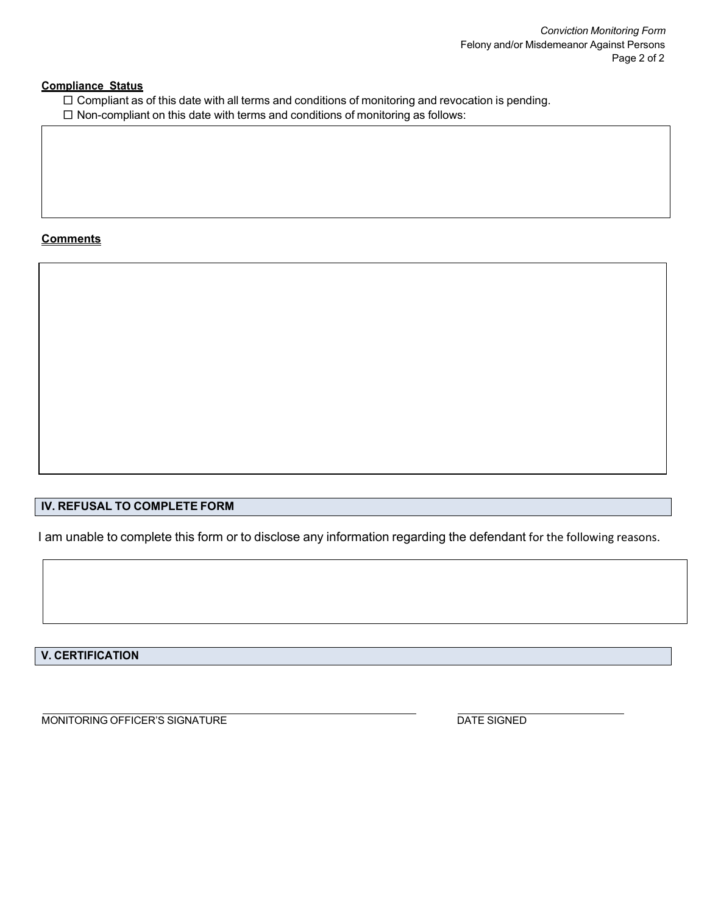**Compliance Status**

☐ Compliant as of this date with all terms and conditions of monitoring and revocation is pending.

☐ Non-compliant on this date with terms and conditions of monitoring as follows:

**Comments**

## IV. REFUSAL TO COMPLETE FORM

I am unable to complete this form or to disclose any information regarding the defendant for the following reasons.

## V. CERTIFICATION

MONITORING OFFICER'S SIGNATURE

DATE SIGNED